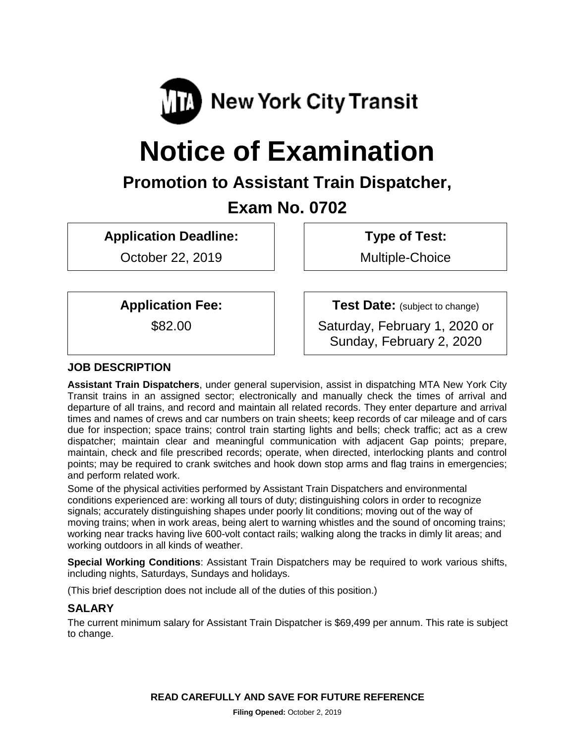New York City Transit

# Notice of Examination

## Promotion to Assistant Train Dispatcher,

## Exam No. 0702

| Application Deadline: | Type of Test: |
| --- | --- |
| October 22, 2019 | Multiple-Choice |

| Application Fee: | Test Date: (subject to change) |
| --- | --- |
| $82.00 | Saturday, February 1, 2020 or Sunday, February 2, 2020 |

### JOB DESCRIPTION

**Assistant Train Dispatchers**, under general supervision, assist in dispatching MTA New York City Transit trains in an assigned sector; electronically and manually check the times of arrival and departure of all trains, and record and maintain all related records. They enter departure and arrival times and names of crews and car numbers on train sheets; keep records of car mileage and of cars due for inspection; space trains; control train starting lights and bells; check traffic; act as a crew dispatcher; maintain clear and meaningful communication with adjacent Gap points; prepare, maintain, check and file prescribed records; operate, when directed, interlocking plants and control points; may be required to crank switches and hook down stop arms and flag trains in emergencies; and perform related work.

Some of the physical activities performed by Assistant Train Dispatchers and environmental conditions experienced are: working all tours of duty; distinguishing colors in order to recognize signals; accurately distinguishing shapes under poorly lit conditions; moving out of the way of moving trains; when in work areas, being alert to warning whistles and the sound of oncoming trains; working near tracks having live 600-volt contact rails; walking along the tracks in dimly lit areas; and working outdoors in all kinds of weather.

**Special Working Conditions**: Assistant Train Dispatchers may be required to work various shifts, including nights, Saturdays, Sundays and holidays.

(This brief description does not include all of the duties of this position.)

### SALARY

The current minimum salary for Assistant Train Dispatcher is $69,499 per annum. This rate is subject to change.

**READ CAREFULLY AND SAVE FOR FUTURE REFERENCE**

**Filing Opened:** October 2, 2019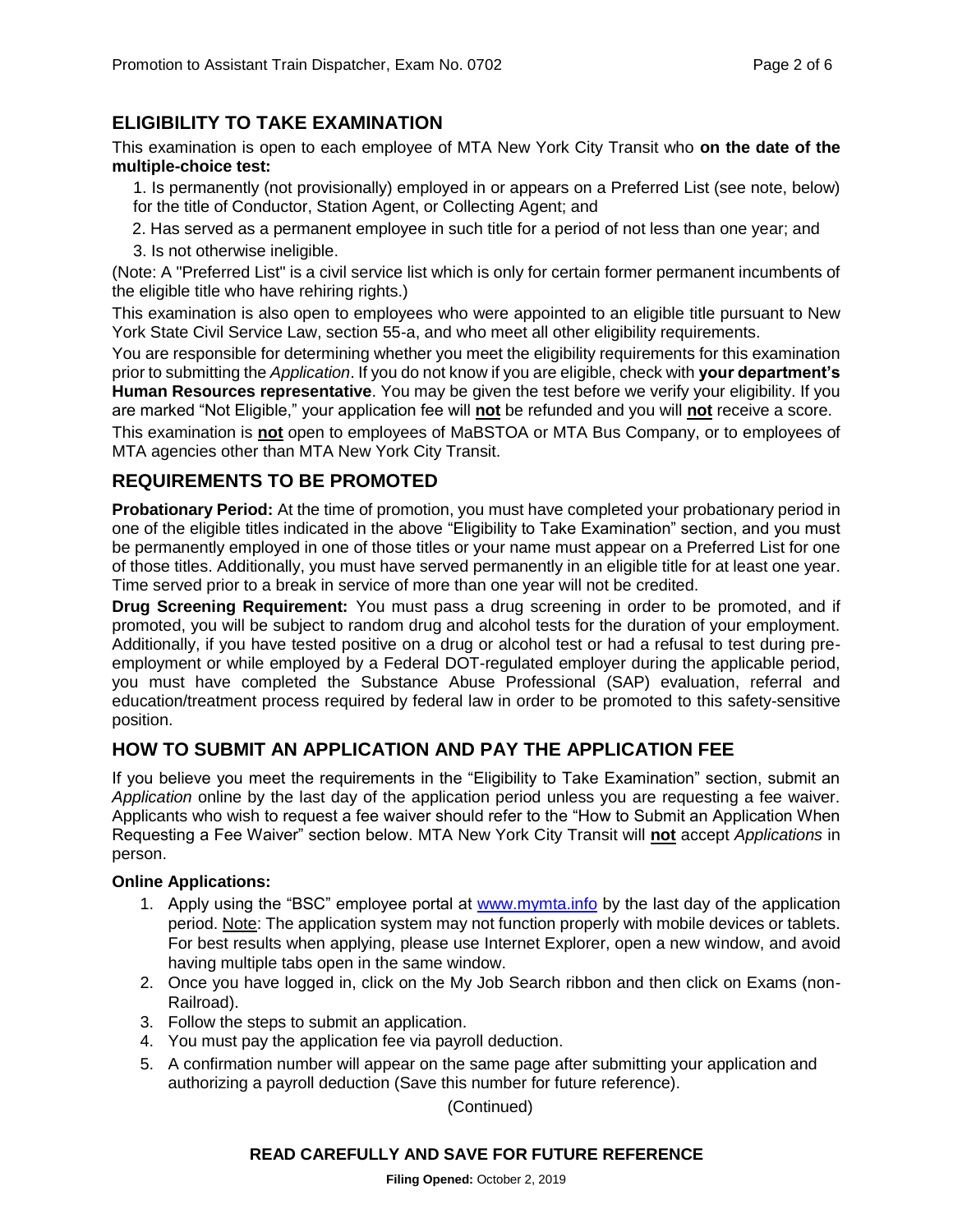## ELIGIBILITY TO TAKE EXAMINATION

This examination is open to each employee of MTA New York City Transit who **on the date of the multiple-choice test:**

1. Is permanently (not provisionally) employed in or appears on a Preferred List (see note, below) for the title of Conductor, Station Agent, or Collecting Agent; and
2. Has served as a permanent employee in such title for a period of not less than one year; and
3. Is not otherwise ineligible.

(Note: A "Preferred List" is a civil service list which is only for certain former permanent incumbents of the eligible title who have rehiring rights.)

This examination is also open to employees who were appointed to an eligible title pursuant to New York State Civil Service Law, section 55-a, and who meet all other eligibility requirements.

You are responsible for determining whether you meet the eligibility requirements for this examination prior to submitting the *Application*. If you do not know if you are eligible, check with **your department's Human Resources representative**. You may be given the test before we verify your eligibility. If you are marked "Not Eligible," your application fee will **not** be refunded and you will **not** receive a score.

This examination is **not** open to employees of MaBSTOA or MTA Bus Company, or to employees of MTA agencies other than MTA New York City Transit.

## REQUIREMENTS TO BE PROMOTED

**Probationary Period:** At the time of promotion, you must have completed your probationary period in one of the eligible titles indicated in the above "Eligibility to Take Examination" section, and you must be permanently employed in one of those titles or your name must appear on a Preferred List for one of those titles. Additionally, you must have served permanently in an eligible title for at least one year. Time served prior to a break in service of more than one year will not be credited.

**Drug Screening Requirement:** You must pass a drug screening in order to be promoted, and if promoted, you will be subject to random drug and alcohol tests for the duration of your employment. Additionally, if you have tested positive on a drug or alcohol test or had a refusal to test during pre-employment or while employed by a Federal DOT-regulated employer during the applicable period, you must have completed the Substance Abuse Professional (SAP) evaluation, referral and education/treatment process required by federal law in order to be promoted to this safety-sensitive position.

## HOW TO SUBMIT AN APPLICATION AND PAY THE APPLICATION FEE

If you believe you meet the requirements in the "Eligibility to Take Examination" section, submit an *Application* online by the last day of the application period unless you are requesting a fee waiver. Applicants who wish to request a fee waiver should refer to the "How to Submit an Application When Requesting a Fee Waiver" section below. MTA New York City Transit will **not** accept *Applications* in person.

**Online Applications:**

1. Apply using the "BSC" employee portal at www.mymta.info by the last day of the application period. Note: The application system may not function properly with mobile devices or tablets. For best results when applying, please use Internet Explorer, open a new window, and avoid having multiple tabs open in the same window.
2. Once you have logged in, click on the My Job Search ribbon and then click on Exams (non-Railroad).
3. Follow the steps to submit an application.
4. You must pay the application fee via payroll deduction.
5. A confirmation number will appear on the same page after submitting your application and authorizing a payroll deduction (Save this number for future reference).

(Continued)

**READ CAREFULLY AND SAVE FOR FUTURE REFERENCE**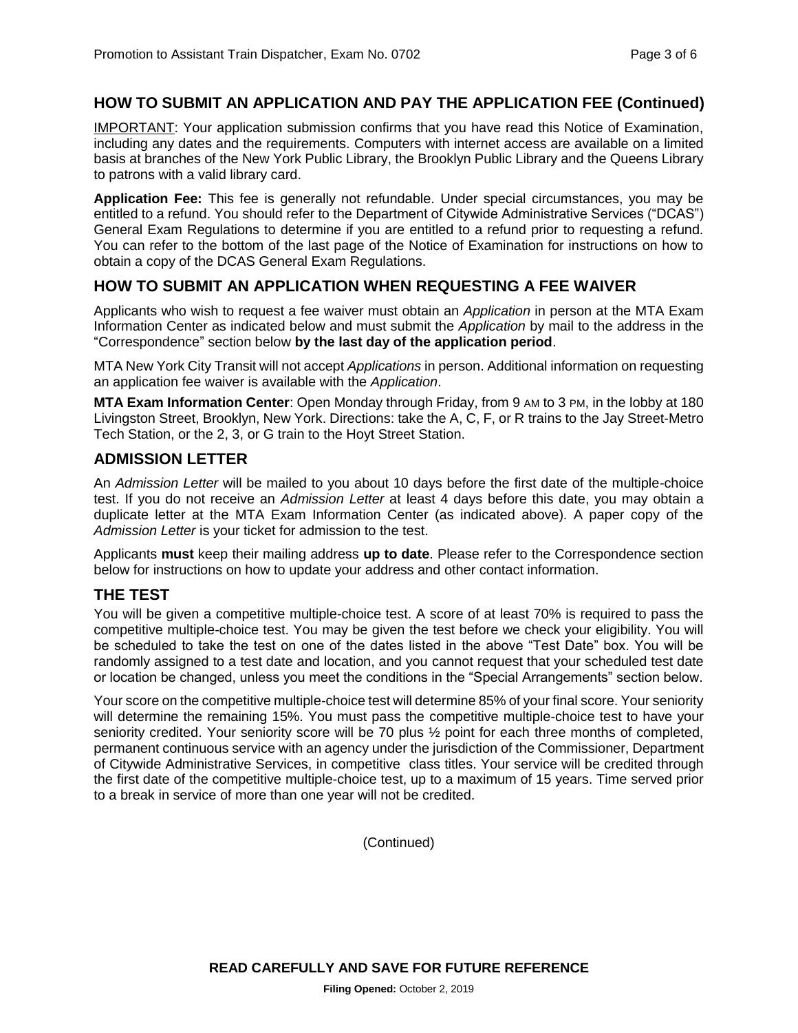## HOW TO SUBMIT AN APPLICATION AND PAY THE APPLICATION FEE (Continued)

IMPORTANT: Your application submission confirms that you have read this Notice of Examination, including any dates and the requirements. Computers with internet access are available on a limited basis at branches of the New York Public Library, the Brooklyn Public Library and the Queens Library to patrons with a valid library card.

**Application Fee:** This fee is generally not refundable. Under special circumstances, you may be entitled to a refund. You should refer to the Department of Citywide Administrative Services ("DCAS") General Exam Regulations to determine if you are entitled to a refund prior to requesting a refund. You can refer to the bottom of the last page of the Notice of Examination for instructions on how to obtain a copy of the DCAS General Exam Regulations.

## HOW TO SUBMIT AN APPLICATION WHEN REQUESTING A FEE WAIVER

Applicants who wish to request a fee waiver must obtain an *Application* in person at the MTA Exam Information Center as indicated below and must submit the *Application* by mail to the address in the "Correspondence" section below **by the last day of the application period**.

MTA New York City Transit will not accept *Applications* in person. Additional information on requesting an application fee waiver is available with the *Application*.

**MTA Exam Information Center**: Open Monday through Friday, from 9 AM to 3 PM, in the lobby at 180 Livingston Street, Brooklyn, New York. Directions: take the A, C, F, or R trains to the Jay Street-Metro Tech Station, or the 2, 3, or G train to the Hoyt Street Station.

## ADMISSION LETTER

An *Admission Letter* will be mailed to you about 10 days before the first date of the multiple-choice test. If you do not receive an *Admission Letter* at least 4 days before this date, you may obtain a duplicate letter at the MTA Exam Information Center (as indicated above). A paper copy of the *Admission Letter* is your ticket for admission to the test.

Applicants **must** keep their mailing address **up to date**. Please refer to the Correspondence section below for instructions on how to update your address and other contact information.

## THE TEST

You will be given a competitive multiple-choice test. A score of at least 70% is required to pass the competitive multiple-choice test. You may be given the test before we check your eligibility. You will be scheduled to take the test on one of the dates listed in the above "Test Date" box. You will be randomly assigned to a test date and location, and you cannot request that your scheduled test date or location be changed, unless you meet the conditions in the "Special Arrangements" section below.

Your score on the competitive multiple-choice test will determine 85% of your final score. Your seniority will determine the remaining 15%. You must pass the competitive multiple-choice test to have your seniority credited. Your seniority score will be 70 plus ½ point for each three months of completed, permanent continuous service with an agency under the jurisdiction of the Commissioner, Department of Citywide Administrative Services, in competitive class titles. Your service will be credited through the first date of the competitive multiple-choice test, up to a maximum of 15 years. Time served prior to a break in service of more than one year will not be credited.

(Continued)

**READ CAREFULLY AND SAVE FOR FUTURE REFERENCE**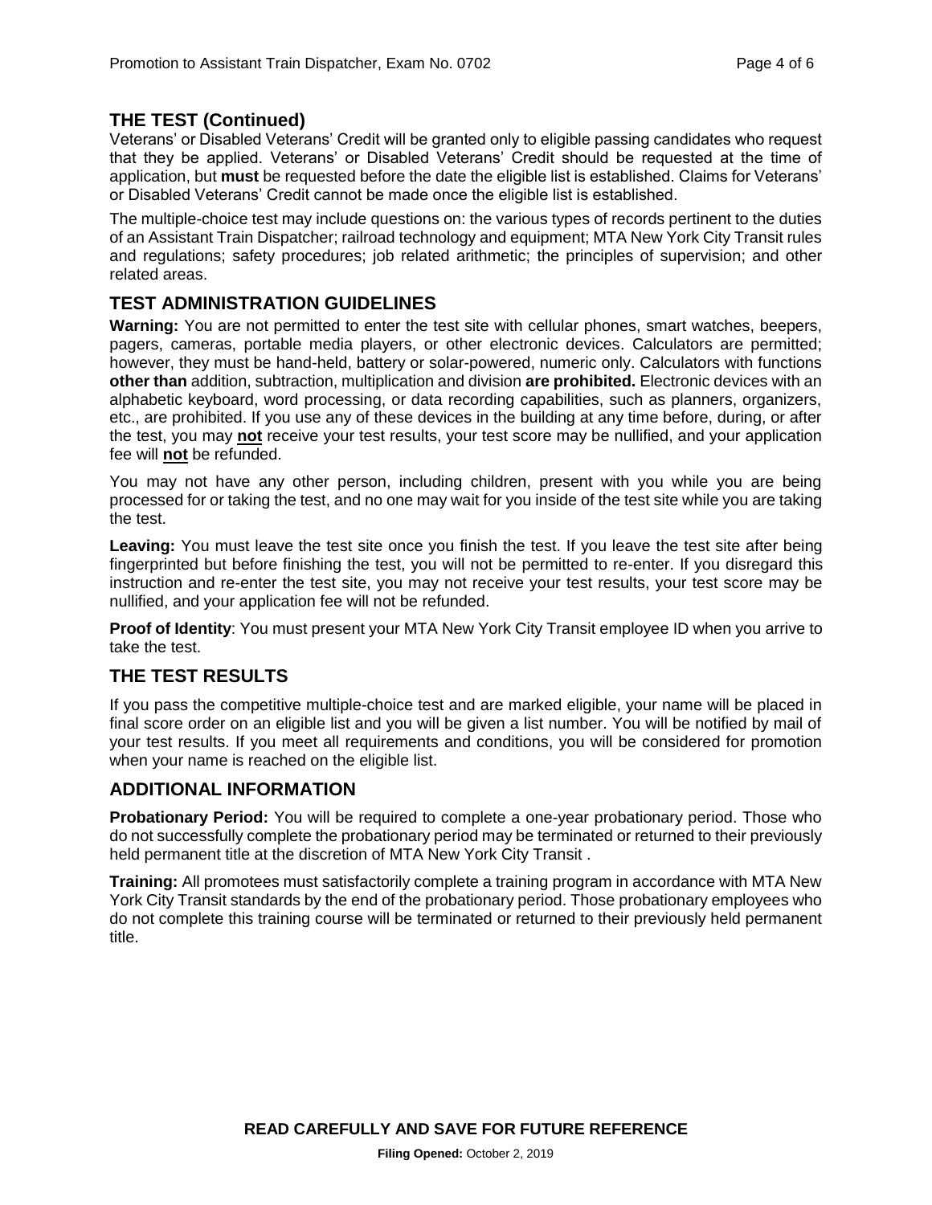## THE TEST (Continued)

Veterans' or Disabled Veterans' Credit will be granted only to eligible passing candidates who request that they be applied. Veterans' or Disabled Veterans' Credit should be requested at the time of application, but **must** be requested before the date the eligible list is established. Claims for Veterans' or Disabled Veterans' Credit cannot be made once the eligible list is established.

The multiple-choice test may include questions on: the various types of records pertinent to the duties of an Assistant Train Dispatcher; railroad technology and equipment; MTA New York City Transit rules and regulations; safety procedures; job related arithmetic; the principles of supervision; and other related areas.

## TEST ADMINISTRATION GUIDELINES

**Warning:** You are not permitted to enter the test site with cellular phones, smart watches, beepers, pagers, cameras, portable media players, or other electronic devices. Calculators are permitted; however, they must be hand-held, battery or solar-powered, numeric only. Calculators with functions **other than** addition, subtraction, multiplication and division **are prohibited.** Electronic devices with an alphabetic keyboard, word processing, or data recording capabilities, such as planners, organizers, etc., are prohibited. If you use any of these devices in the building at any time before, during, or after the test, you may **not** receive your test results, your test score may be nullified, and your application fee will **not** be refunded.

You may not have any other person, including children, present with you while you are being processed for or taking the test, and no one may wait for you inside of the test site while you are taking the test.

**Leaving:** You must leave the test site once you finish the test. If you leave the test site after being fingerprinted but before finishing the test, you will not be permitted to re-enter. If you disregard this instruction and re-enter the test site, you may not receive your test results, your test score may be nullified, and your application fee will not be refunded.

**Proof of Identity**: You must present your MTA New York City Transit employee ID when you arrive to take the test.

## THE TEST RESULTS

If you pass the competitive multiple-choice test and are marked eligible, your name will be placed in final score order on an eligible list and you will be given a list number. You will be notified by mail of your test results. If you meet all requirements and conditions, you will be considered for promotion when your name is reached on the eligible list.

## ADDITIONAL INFORMATION

**Probationary Period:** You will be required to complete a one-year probationary period. Those who do not successfully complete the probationary period may be terminated or returned to their previously held permanent title at the discretion of MTA New York City Transit .

**Training:** All promotees must satisfactorily complete a training program in accordance with MTA New York City Transit standards by the end of the probationary period. Those probationary employees who do not complete this training course will be terminated or returned to their previously held permanent title.

**READ CAREFULLY AND SAVE FOR FUTURE REFERENCE**

**Filing Opened:** October 2, 2019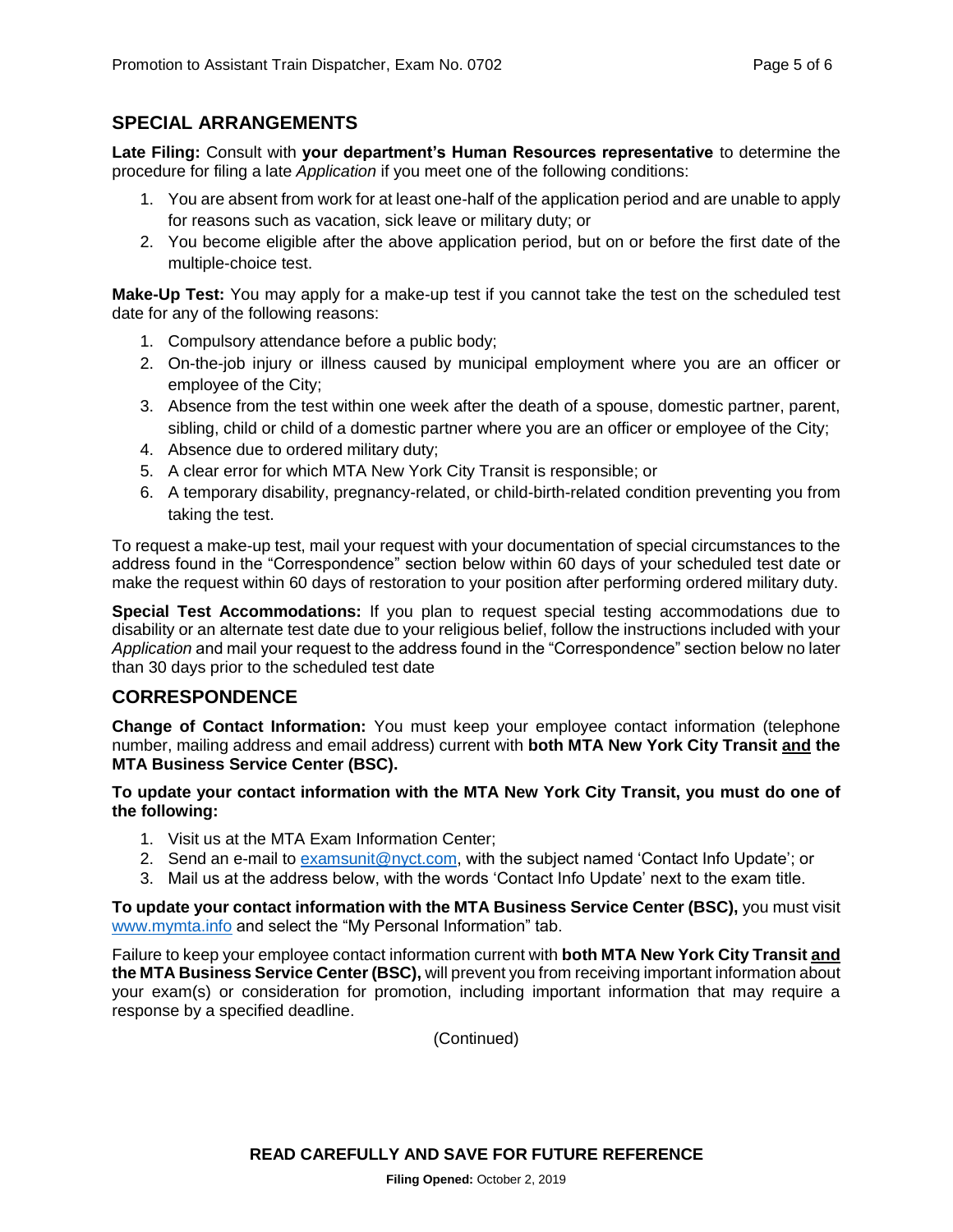## SPECIAL ARRANGEMENTS

**Late Filing:** Consult with **your department's Human Resources representative** to determine the procedure for filing a late *Application* if you meet one of the following conditions:

1. You are absent from work for at least one-half of the application period and are unable to apply for reasons such as vacation, sick leave or military duty; or
2. You become eligible after the above application period, but on or before the first date of the multiple-choice test.

**Make-Up Test:** You may apply for a make-up test if you cannot take the test on the scheduled test date for any of the following reasons:

1. Compulsory attendance before a public body;
2. On-the-job injury or illness caused by municipal employment where you are an officer or employee of the City;
3. Absence from the test within one week after the death of a spouse, domestic partner, parent, sibling, child or child of a domestic partner where you are an officer or employee of the City;
4. Absence due to ordered military duty;
5. A clear error for which MTA New York City Transit is responsible; or
6. A temporary disability, pregnancy-related, or child-birth-related condition preventing you from taking the test.

To request a make-up test, mail your request with your documentation of special circumstances to the address found in the "Correspondence" section below within 60 days of your scheduled test date or make the request within 60 days of restoration to your position after performing ordered military duty.

**Special Test Accommodations:** If you plan to request special testing accommodations due to disability or an alternate test date due to your religious belief, follow the instructions included with your *Application* and mail your request to the address found in the "Correspondence" section below no later than 30 days prior to the scheduled test date

## CORRESPONDENCE

**Change of Contact Information:** You must keep your employee contact information (telephone number, mailing address and email address) current with **both MTA New York City Transit and the MTA Business Service Center (BSC).**

**To update your contact information with the MTA New York City Transit, you must do one of the following:**

1. Visit us at the MTA Exam Information Center;
2. Send an e-mail to examsunit@nyct.com, with the subject named 'Contact Info Update'; or
3. Mail us at the address below, with the words 'Contact Info Update' next to the exam title.

**To update your contact information with the MTA Business Service Center (BSC),** you must visit www.mymta.info and select the "My Personal Information" tab.

Failure to keep your employee contact information current with **both MTA New York City Transit and the MTA Business Service Center (BSC),** will prevent you from receiving important information about your exam(s) or consideration for promotion, including important information that may require a response by a specified deadline.

(Continued)

**READ CAREFULLY AND SAVE FOR FUTURE REFERENCE**

**Filing Opened:** October 2, 2019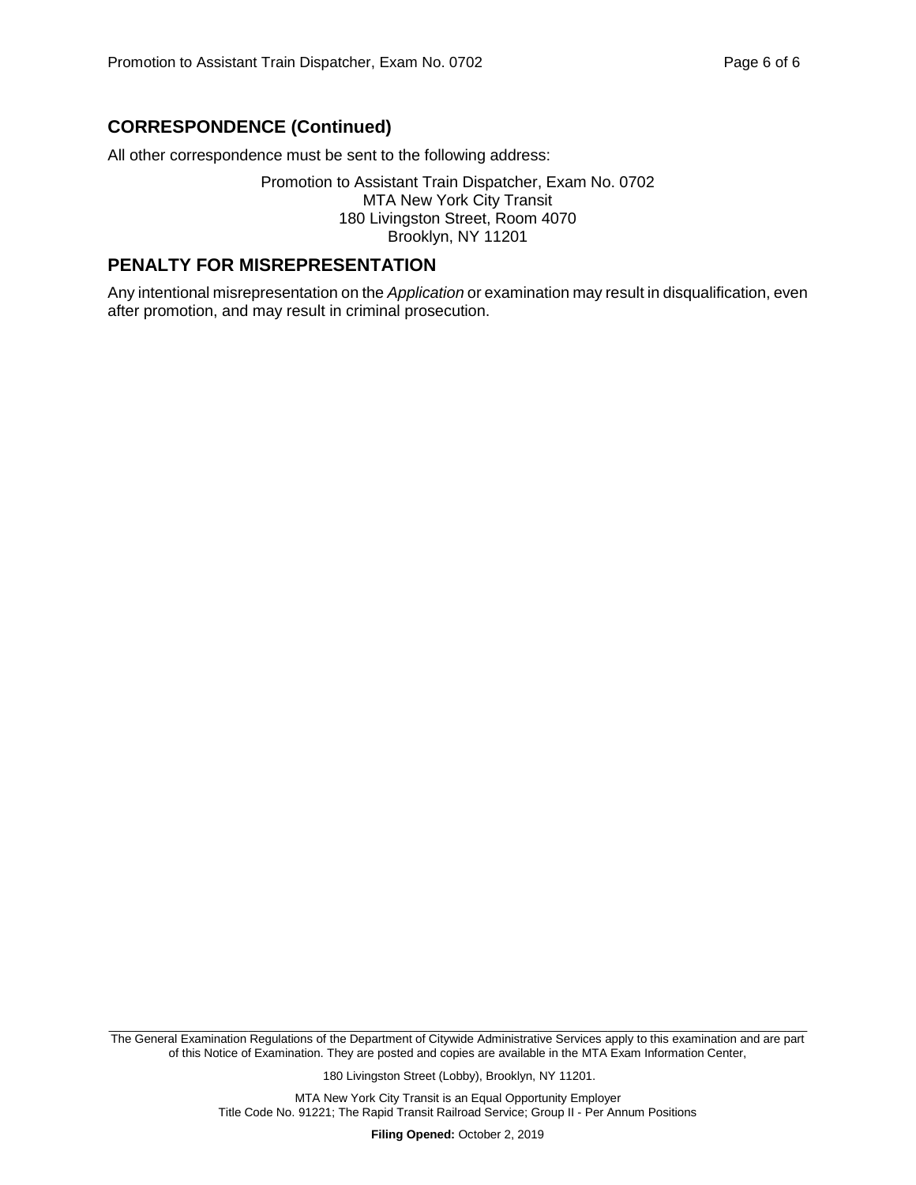## CORRESPONDENCE (Continued)

All other correspondence must be sent to the following address:

Promotion to Assistant Train Dispatcher, Exam No. 0702
MTA New York City Transit
180 Livingston Street, Room 4070
Brooklyn, NY 11201

## PENALTY FOR MISREPRESENTATION

Any intentional misrepresentation on the *Application* or examination may result in disqualification, even after promotion, and may result in criminal prosecution.

---

The General Examination Regulations of the Department of Citywide Administrative Services apply to this examination and are part of this Notice of Examination. They are posted and copies are available in the MTA Exam Information Center,

180 Livingston Street (Lobby), Brooklyn, NY 11201.

MTA New York City Transit is an Equal Opportunity Employer
Title Code No. 91221; The Rapid Transit Railroad Service; Group II - Per Annum Positions

**Filing Opened:** October 2, 2019